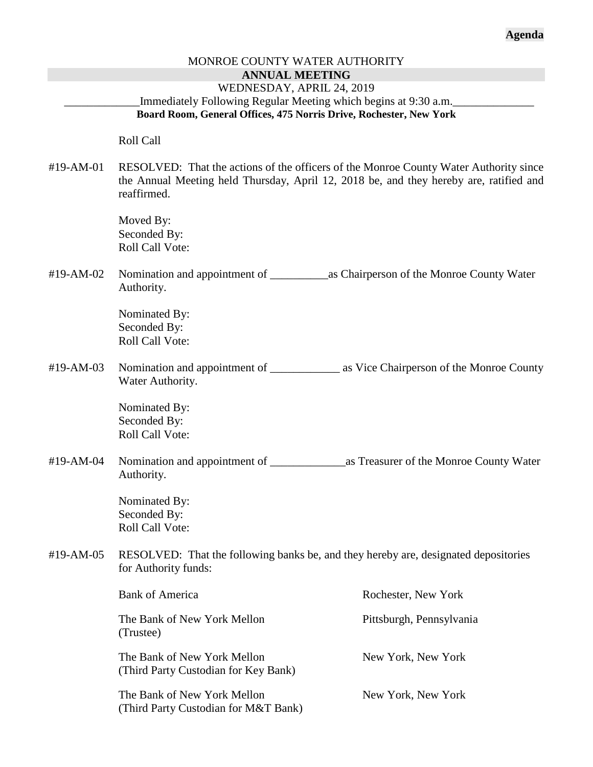**Agenda**

MONROE COUNTY WATER AUTHORITY

**ANNUAL MEETING**

WEDNESDAY, APRIL 24, 2019

Immediately Following Regular Meeting which begins at 9:30 a.m.

**Board Room, General Offices, 475 Norris Drive, Rochester, New York**

Roll Call

#19-AM-01 RESOLVED: That the actions of the officers of the Monroe County Water Authority since the Annual Meeting held Thursday, April 12, 2018 be, and they hereby are, ratified and reaffirmed.

Moved By:
Seconded By:
Roll Call Vote:

#19-AM-02 Nomination and appointment of __________as Chairperson of the Monroe County Water Authority.

Nominated By:
Seconded By:
Roll Call Vote:

#19-AM-03 Nomination and appointment of ____________ as Vice Chairperson of the Monroe County Water Authority.

Nominated By:
Seconded By:
Roll Call Vote:

#19-AM-04 Nomination and appointment of _____________as Treasurer of the Monroe County Water Authority.

Nominated By:
Seconded By:
Roll Call Vote:

#19-AM-05 RESOLVED: That the following banks be, and they hereby are, designated depositories for Authority funds:

| | |
|---|---|
| Bank of America | Rochester, New York |
| The Bank of New York Mellon (Trustee) | Pittsburgh, Pennsylvania |
| The Bank of New York Mellon (Third Party Custodian for Key Bank) | New York, New York |
| The Bank of New York Mellon (Third Party Custodian for M&T Bank) | New York, New York |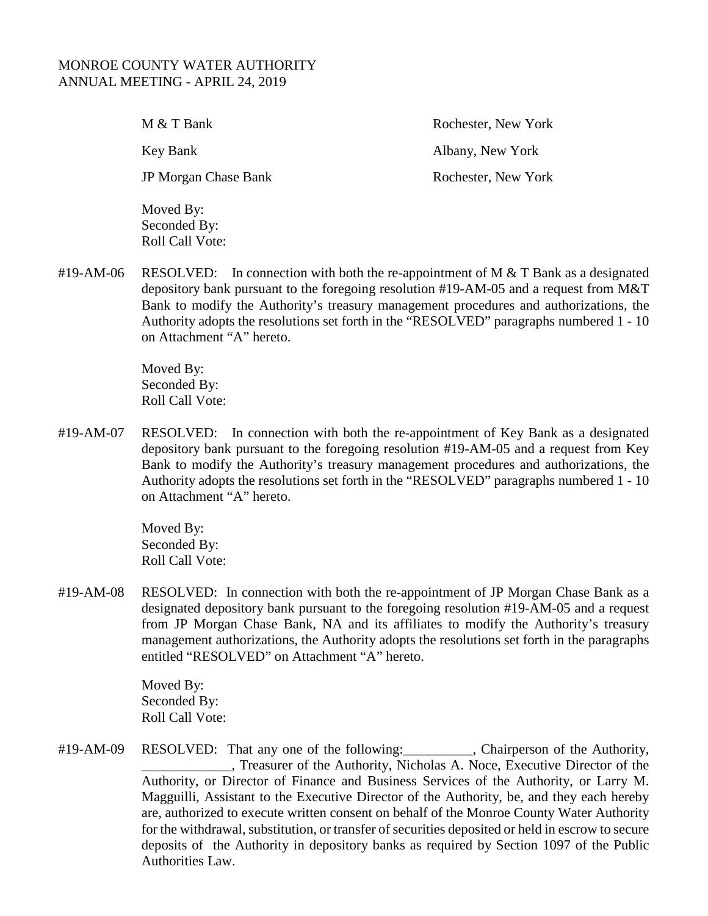MONROE COUNTY WATER AUTHORITY
ANNUAL MEETING - APRIL 24, 2019

| | |
|---|---|
| M & T Bank | Rochester, New York |
| Key Bank | Albany, New York |
| JP Morgan Chase Bank | Rochester, New York |

Moved By:
Seconded By:
Roll Call Vote:

#19-AM-06 RESOLVED: In connection with both the re-appointment of M & T Bank as a designated depository bank pursuant to the foregoing resolution #19-AM-05 and a request from M&T Bank to modify the Authority's treasury management procedures and authorizations, the Authority adopts the resolutions set forth in the "RESOLVED" paragraphs numbered 1 - 10 on Attachment "A" hereto.

Moved By:
Seconded By:
Roll Call Vote:

#19-AM-07 RESOLVED: In connection with both the re-appointment of Key Bank as a designated depository bank pursuant to the foregoing resolution #19-AM-05 and a request from Key Bank to modify the Authority's treasury management procedures and authorizations, the Authority adopts the resolutions set forth in the "RESOLVED" paragraphs numbered 1 - 10 on Attachment "A" hereto.

Moved By:
Seconded By:
Roll Call Vote:

#19-AM-08 RESOLVED: In connection with both the re-appointment of JP Morgan Chase Bank as a designated depository bank pursuant to the foregoing resolution #19-AM-05 and a request from JP Morgan Chase Bank, NA and its affiliates to modify the Authority's treasury management authorizations, the Authority adopts the resolutions set forth in the paragraphs entitled "RESOLVED" on Attachment "A" hereto.

Moved By:
Seconded By:
Roll Call Vote:

#19-AM-09 RESOLVED: That any one of the following:__________, Chairperson of the Authority, _____________, Treasurer of the Authority, Nicholas A. Noce, Executive Director of the Authority, or Director of Finance and Business Services of the Authority, or Larry M. Magguilli, Assistant to the Executive Director of the Authority, be, and they each hereby are, authorized to execute written consent on behalf of the Monroe County Water Authority for the withdrawal, substitution, or transfer of securities deposited or held in escrow to secure deposits of the Authority in depository banks as required by Section 1097 of the Public Authorities Law.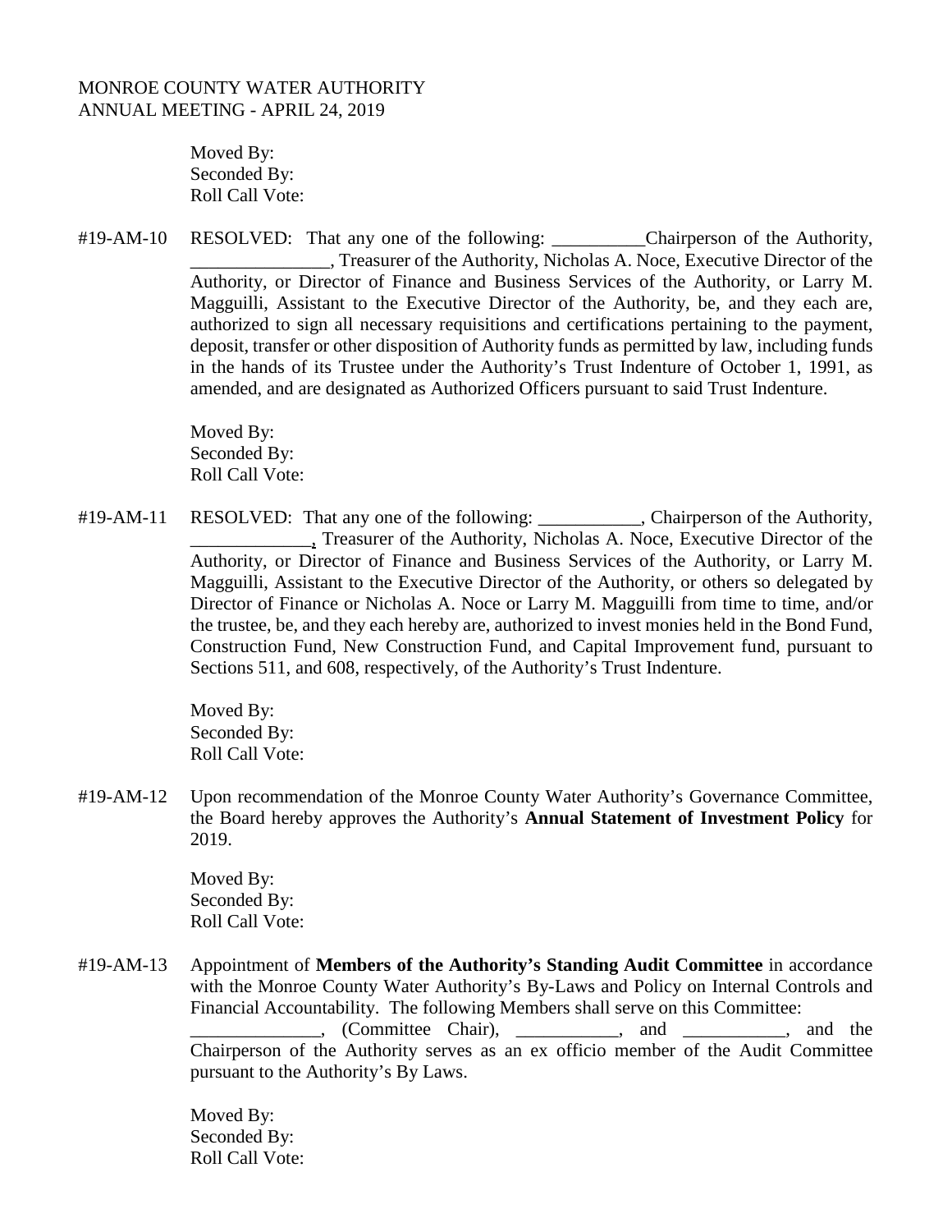MONROE COUNTY WATER AUTHORITY
ANNUAL MEETING - APRIL 24, 2019

Moved By:
Seconded By:
Roll Call Vote:

#19-AM-10 RESOLVED: That any one of the following: __________Chairperson of the Authority, _______________, Treasurer of the Authority, Nicholas A. Noce, Executive Director of the Authority, or Director of Finance and Business Services of the Authority, or Larry M. Magguilli, Assistant to the Executive Director of the Authority, be, and they each are, authorized to sign all necessary requisitions and certifications pertaining to the payment, deposit, transfer or other disposition of Authority funds as permitted by law, including funds in the hands of its Trustee under the Authority's Trust Indenture of October 1, 1991, as amended, and are designated as Authorized Officers pursuant to said Trust Indenture.

Moved By:
Seconded By:
Roll Call Vote:

#19-AM-11 RESOLVED: That any one of the following: ___________, Chairperson of the Authority, _____________, Treasurer of the Authority, Nicholas A. Noce, Executive Director of the Authority, or Director of Finance and Business Services of the Authority, or Larry M. Magguilli, Assistant to the Executive Director of the Authority, or others so delegated by Director of Finance or Nicholas A. Noce or Larry M. Magguilli from time to time, and/or the trustee, be, and they each hereby are, authorized to invest monies held in the Bond Fund, Construction Fund, New Construction Fund, and Capital Improvement fund, pursuant to Sections 511, and 608, respectively, of the Authority's Trust Indenture.

Moved By:
Seconded By:
Roll Call Vote:

#19-AM-12 Upon recommendation of the Monroe County Water Authority's Governance Committee, the Board hereby approves the Authority's **Annual Statement of Investment Policy** for 2019.

Moved By:
Seconded By:
Roll Call Vote:

#19-AM-13 Appointment of **Members of the Authority's Standing Audit Committee** in accordance with the Monroe County Water Authority's By-Laws and Policy on Internal Controls and Financial Accountability. The following Members shall serve on this Committee: ______________, (Committee Chair), ___________, and ___________, and the Chairperson of the Authority serves as an ex officio member of the Audit Committee pursuant to the Authority's By Laws.

Moved By:
Seconded By:
Roll Call Vote: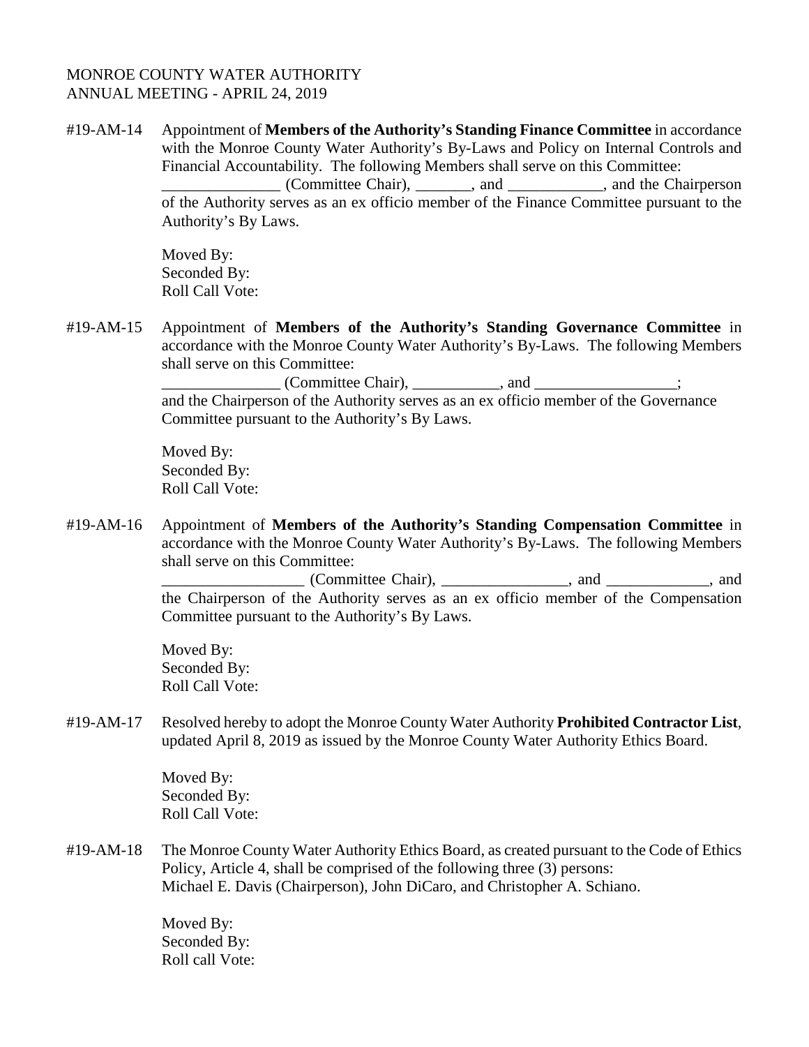MONROE COUNTY WATER AUTHORITY
ANNUAL MEETING - APRIL 24, 2019

#19-AM-14 Appointment of **Members of the Authority's Standing Finance Committee** in accordance with the Monroe County Water Authority's By-Laws and Policy on Internal Controls and Financial Accountability. The following Members shall serve on this Committee:
_______________ (Committee Chair), _______, and ____________, and the Chairperson of the Authority serves as an ex officio member of the Finance Committee pursuant to the Authority's By Laws.

Moved By:
Seconded By:
Roll Call Vote:

#19-AM-15 Appointment of **Members of the Authority's Standing Governance Committee** in accordance with the Monroe County Water Authority's By-Laws. The following Members shall serve on this Committee:
_______________ (Committee Chair), ___________, and __________________;
and the Chairperson of the Authority serves as an ex officio member of the Governance Committee pursuant to the Authority's By Laws.

Moved By:
Seconded By:
Roll Call Vote:

#19-AM-16 Appointment of **Members of the Authority's Standing Compensation Committee** in accordance with the Monroe County Water Authority's By-Laws. The following Members shall serve on this Committee:
__________________ (Committee Chair), ________________, and _____________, and the Chairperson of the Authority serves as an ex officio member of the Compensation Committee pursuant to the Authority's By Laws.

Moved By:
Seconded By:
Roll Call Vote:

#19-AM-17 Resolved hereby to adopt the Monroe County Water Authority **Prohibited Contractor List**, updated April 8, 2019 as issued by the Monroe County Water Authority Ethics Board.

Moved By:
Seconded By:
Roll Call Vote:

#19-AM-18 The Monroe County Water Authority Ethics Board, as created pursuant to the Code of Ethics Policy, Article 4, shall be comprised of the following three (3) persons:
Michael E. Davis (Chairperson), John DiCaro, and Christopher A. Schiano.

Moved By:
Seconded By:
Roll call Vote: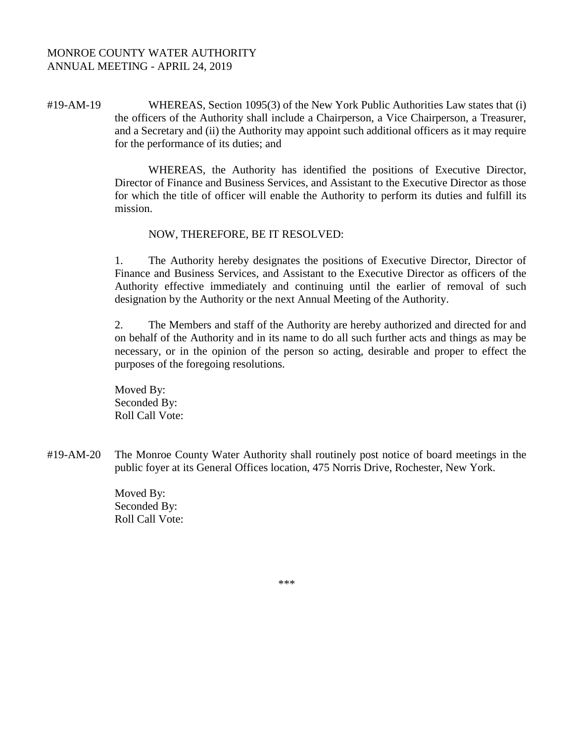MONROE COUNTY WATER AUTHORITY
ANNUAL MEETING - APRIL 24, 2019

#19-AM-19 WHEREAS, Section 1095(3) of the New York Public Authorities Law states that (i) the officers of the Authority shall include a Chairperson, a Vice Chairperson, a Treasurer, and a Secretary and (ii) the Authority may appoint such additional officers as it may require for the performance of its duties; and

WHEREAS, the Authority has identified the positions of Executive Director, Director of Finance and Business Services, and Assistant to the Executive Director as those for which the title of officer will enable the Authority to perform its duties and fulfill its mission.

NOW, THEREFORE, BE IT RESOLVED:

1. The Authority hereby designates the positions of Executive Director, Director of Finance and Business Services, and Assistant to the Executive Director as officers of the Authority effective immediately and continuing until the earlier of removal of such designation by the Authority or the next Annual Meeting of the Authority.

2. The Members and staff of the Authority are hereby authorized and directed for and on behalf of the Authority and in its name to do all such further acts and things as may be necessary, or in the opinion of the person so acting, desirable and proper to effect the purposes of the foregoing resolutions.

Moved By:
Seconded By:
Roll Call Vote:

#19-AM-20 The Monroe County Water Authority shall routinely post notice of board meetings in the public foyer at its General Offices location, 475 Norris Drive, Rochester, New York.

Moved By:
Seconded By:
Roll Call Vote:

***